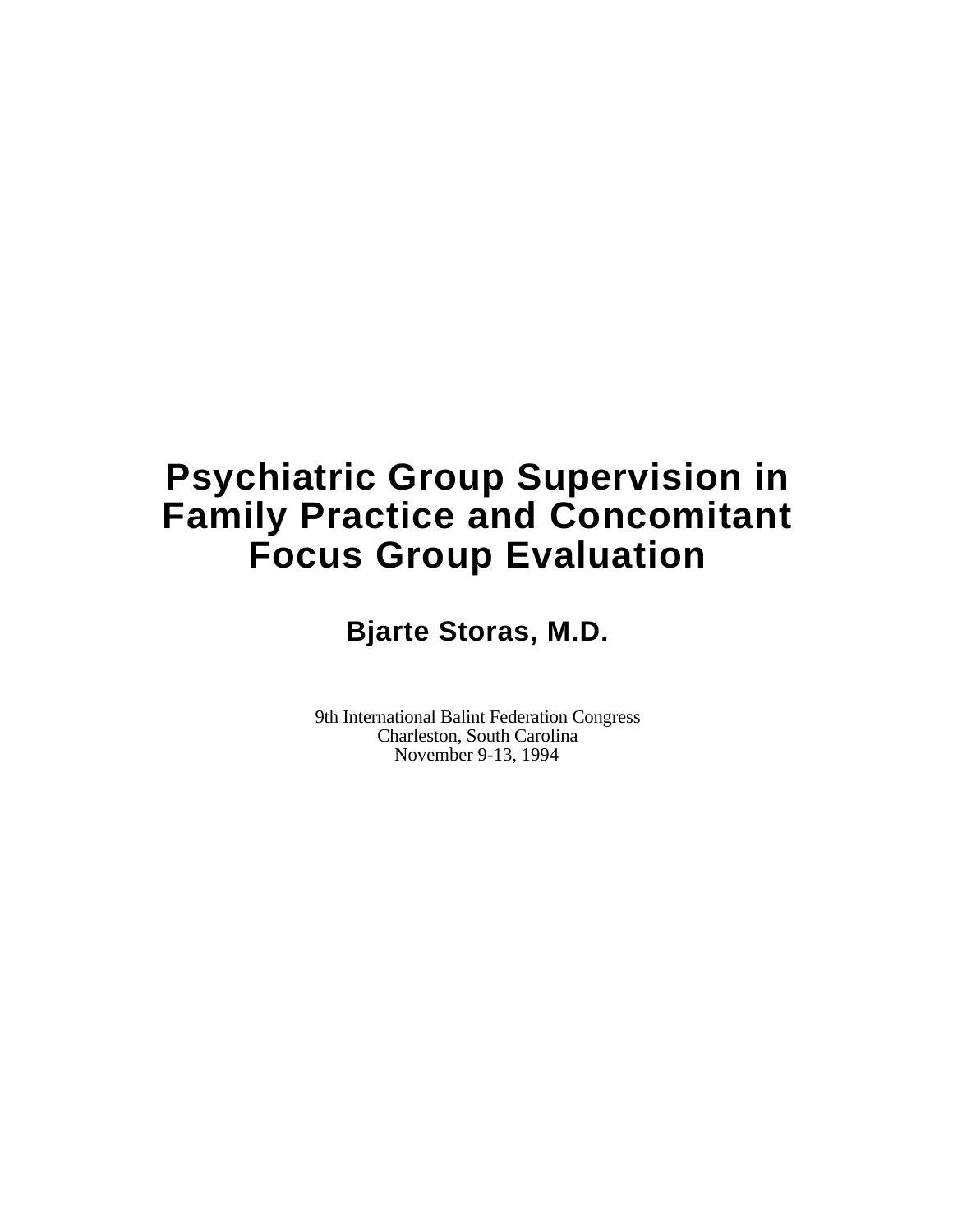# Psychiatric Group Supervision in Family Practice and Concomitant Focus Group Evaluation

**Bjarte Storas, M.D.**

9th International Balint Federation Congress
Charleston, South Carolina
November 9-13, 1994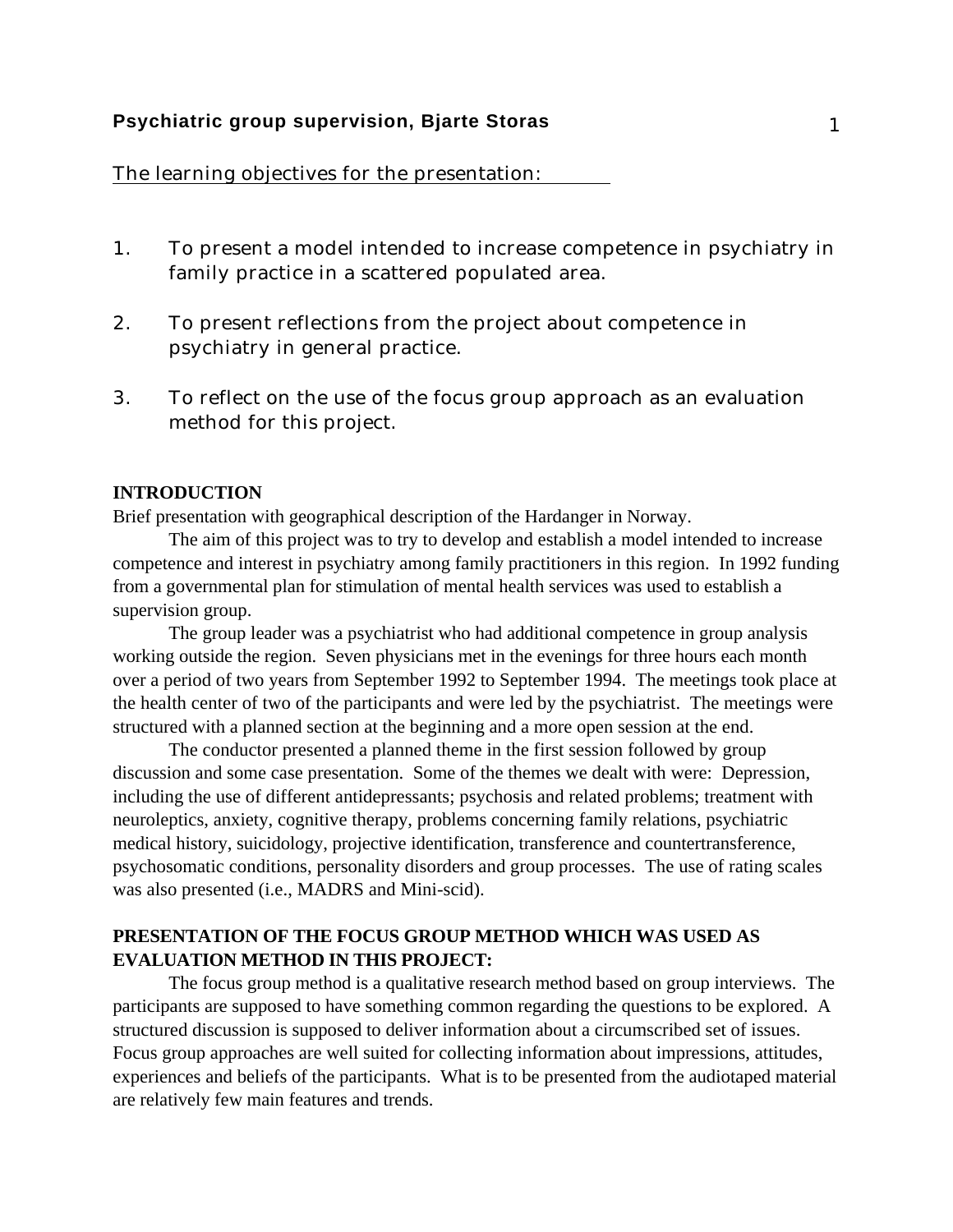**Psychiatric group supervision, Bjarte Storas**

The learning objectives for the presentation:

1. To present a model intended to increase competence in psychiatry in family practice in a scattered populated area.

2. To present reflections from the project about competence in psychiatry in general practice.

3. To reflect on the use of the focus group approach as an evaluation method for this project.

## INTRODUCTION

Brief presentation with geographical description of the Hardanger in Norway.

The aim of this project was to try to develop and establish a model intended to increase competence and interest in psychiatry among family practitioners in this region. In 1992 funding from a governmental plan for stimulation of mental health services was used to establish a supervision group.

The group leader was a psychiatrist who had additional competence in group analysis working outside the region. Seven physicians met in the evenings for three hours each month over a period of two years from September 1992 to September 1994. The meetings took place at the health center of two of the participants and were led by the psychiatrist. The meetings were structured with a planned section at the beginning and a more open session at the end.

The conductor presented a planned theme in the first session followed by group discussion and some case presentation. Some of the themes we dealt with were: Depression, including the use of different antidepressants; psychosis and related problems; treatment with neuroleptics, anxiety, cognitive therapy, problems concerning family relations, psychiatric medical history, suicidology, projective identification, transference and countertransference, psychosomatic conditions, personality disorders and group processes. The use of rating scales was also presented (i.e., MADRS and Mini-scid).

## PRESENTATION OF THE FOCUS GROUP METHOD WHICH WAS USED AS EVALUATION METHOD IN THIS PROJECT:

The focus group method is a qualitative research method based on group interviews. The participants are supposed to have something common regarding the questions to be explored. A structured discussion is supposed to deliver information about a circumscribed set of issues. Focus group approaches are well suited for collecting information about impressions, attitudes, experiences and beliefs of the participants. What is to be presented from the audiotaped material are relatively few main features and trends.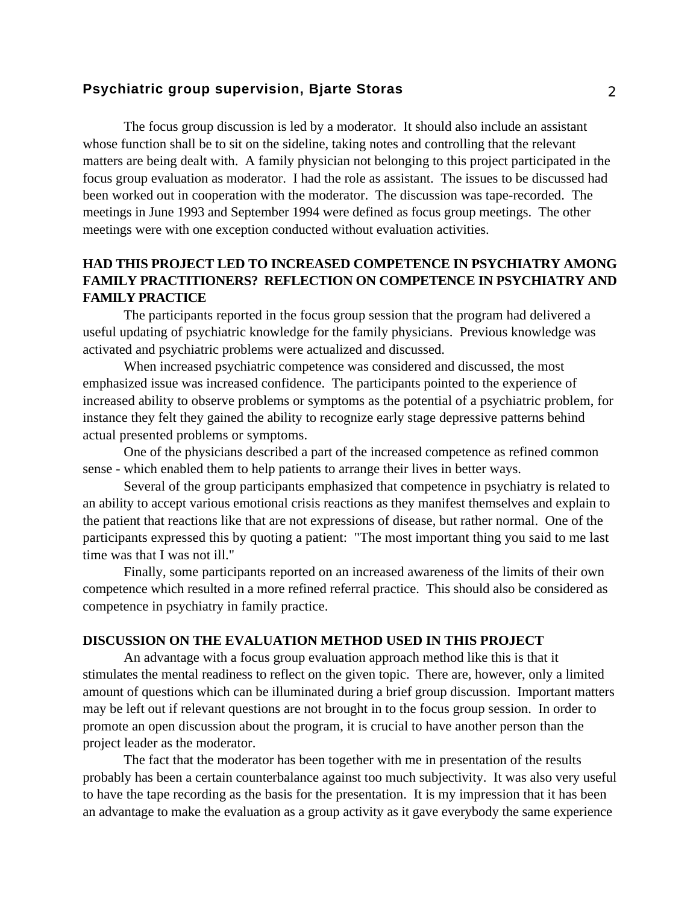The focus group discussion is led by a moderator. It should also include an assistant whose function shall be to sit on the sideline, taking notes and controlling that the relevant matters are being dealt with. A family physician not belonging to this project participated in the focus group evaluation as moderator. I had the role as assistant. The issues to be discussed had been worked out in cooperation with the moderator. The discussion was tape-recorded. The meetings in June 1993 and September 1994 were defined as focus group meetings. The other meetings were with one exception conducted without evaluation activities.

## HAD THIS PROJECT LED TO INCREASED COMPETENCE IN PSYCHIATRY AMONG FAMILY PRACTITIONERS? REFLECTION ON COMPETENCE IN PSYCHIATRY AND FAMILY PRACTICE

The participants reported in the focus group session that the program had delivered a useful updating of psychiatric knowledge for the family physicians. Previous knowledge was activated and psychiatric problems were actualized and discussed.

When increased psychiatric competence was considered and discussed, the most emphasized issue was increased confidence. The participants pointed to the experience of increased ability to observe problems or symptoms as the potential of a psychiatric problem, for instance they felt they gained the ability to recognize early stage depressive patterns behind actual presented problems or symptoms.

One of the physicians described a part of the increased competence as refined common sense - which enabled them to help patients to arrange their lives in better ways.

Several of the group participants emphasized that competence in psychiatry is related to an ability to accept various emotional crisis reactions as they manifest themselves and explain to the patient that reactions like that are not expressions of disease, but rather normal. One of the participants expressed this by quoting a patient: "The most important thing you said to me last time was that I was not ill."

Finally, some participants reported on an increased awareness of the limits of their own competence which resulted in a more refined referral practice. This should also be considered as competence in psychiatry in family practice.

## DISCUSSION ON THE EVALUATION METHOD USED IN THIS PROJECT

An advantage with a focus group evaluation approach method like this is that it stimulates the mental readiness to reflect on the given topic. There are, however, only a limited amount of questions which can be illuminated during a brief group discussion. Important matters may be left out if relevant questions are not brought in to the focus group session. In order to promote an open discussion about the program, it is crucial to have another person than the project leader as the moderator.

The fact that the moderator has been together with me in presentation of the results probably has been a certain counterbalance against too much subjectivity. It was also very useful to have the tape recording as the basis for the presentation. It is my impression that it has been an advantage to make the evaluation as a group activity as it gave everybody the same experience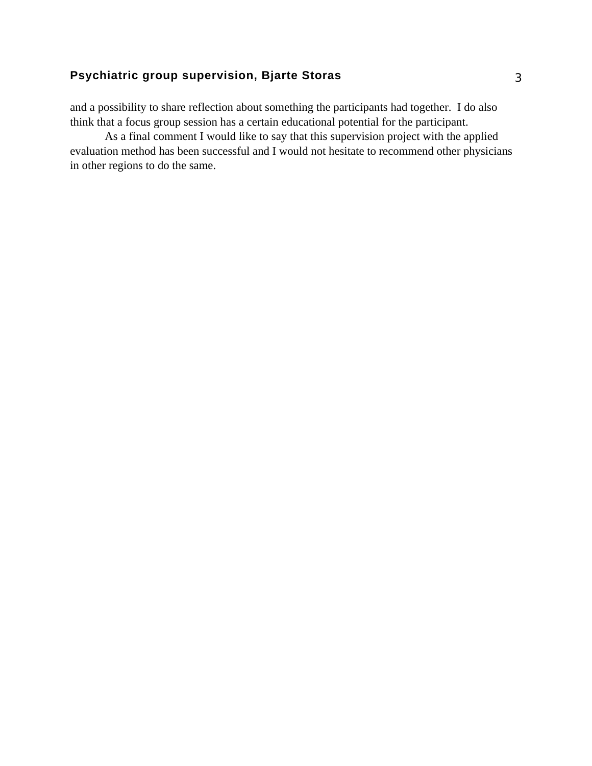and a possibility to share reflection about something the participants had together.  I do also think that a focus group session has a certain educational potential for the participant.

As a final comment I would like to say that this supervision project with the applied evaluation method has been successful and I would not hesitate to recommend other physicians in other regions to do the same.